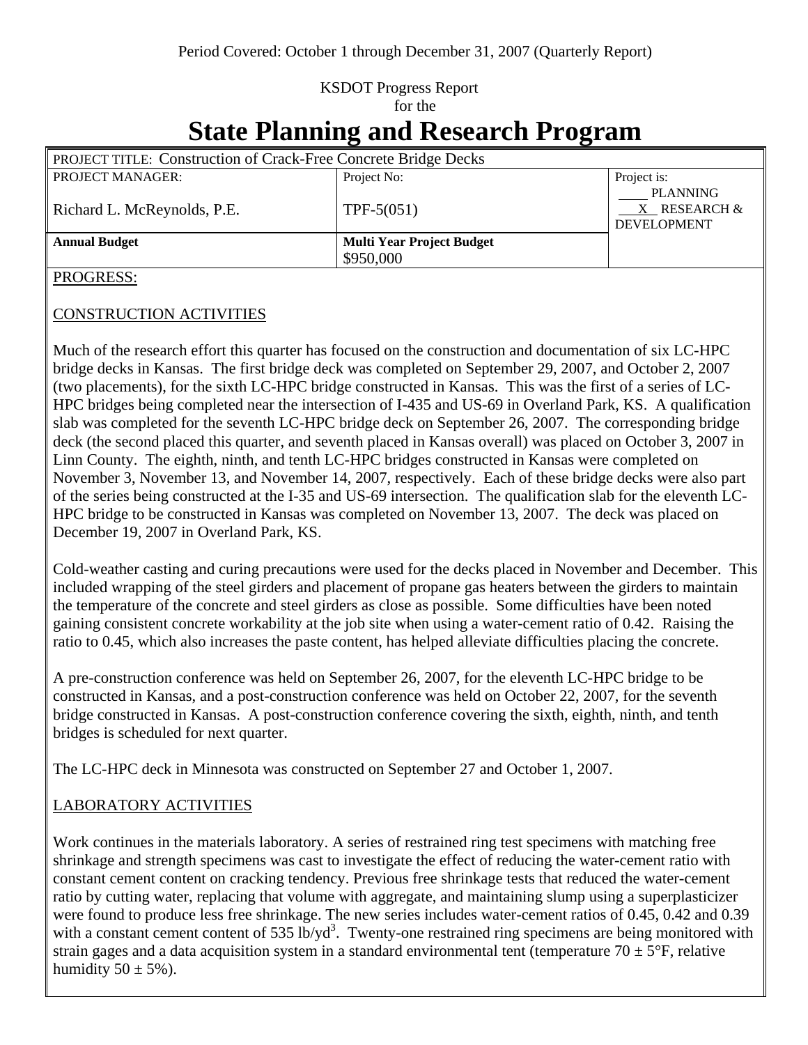Period Covered: October 1 through December 31, 2007 (Quarterly Report)

KSDOT Progress Report
for the

# State Planning and Research Program

| PROJECT TITLE: Construction of Crack-Free Concrete Bridge Decks | | |
|---|---|---|
| PROJECT MANAGER:<br><br>Richard L. McReynolds, P.E. | Project No:<br><br>TPF-5(051) | Project is:<br>____ PLANNING<br>__X__ RESEARCH & DEVELOPMENT |
| **Annual Budget** | **Multi Year Project Budget**<br>$950,000 | |

PROGRESS:

## CONSTRUCTION ACTIVITIES

Much of the research effort this quarter has focused on the construction and documentation of six LC-HPC bridge decks in Kansas. The first bridge deck was completed on September 29, 2007, and October 2, 2007 (two placements), for the sixth LC-HPC bridge constructed in Kansas. This was the first of a series of LC-HPC bridges being completed near the intersection of I-435 and US-69 in Overland Park, KS. A qualification slab was completed for the seventh LC-HPC bridge deck on September 26, 2007. The corresponding bridge deck (the second placed this quarter, and seventh placed in Kansas overall) was placed on October 3, 2007 in Linn County. The eighth, ninth, and tenth LC-HPC bridges constructed in Kansas were completed on November 3, November 13, and November 14, 2007, respectively. Each of these bridge decks were also part of the series being constructed at the I-35 and US-69 intersection. The qualification slab for the eleventh LC-HPC bridge to be constructed in Kansas was completed on November 13, 2007. The deck was placed on December 19, 2007 in Overland Park, KS.

Cold-weather casting and curing precautions were used for the decks placed in November and December. This included wrapping of the steel girders and placement of propane gas heaters between the girders to maintain the temperature of the concrete and steel girders as close as possible. Some difficulties have been noted gaining consistent concrete workability at the job site when using a water-cement ratio of 0.42. Raising the ratio to 0.45, which also increases the paste content, has helped alleviate difficulties placing the concrete.

A pre-construction conference was held on September 26, 2007, for the eleventh LC-HPC bridge to be constructed in Kansas, and a post-construction conference was held on October 22, 2007, for the seventh bridge constructed in Kansas. A post-construction conference covering the sixth, eighth, ninth, and tenth bridges is scheduled for next quarter.

The LC-HPC deck in Minnesota was constructed on September 27 and October 1, 2007.

## LABORATORY ACTIVITIES

Work continues in the materials laboratory. A series of restrained ring test specimens with matching free shrinkage and strength specimens was cast to investigate the effect of reducing the water-cement ratio with constant cement content on cracking tendency. Previous free shrinkage tests that reduced the water-cement ratio by cutting water, replacing that volume with aggregate, and maintaining slump using a superplasticizer were found to produce less free shrinkage. The new series includes water-cement ratios of 0.45, 0.42 and 0.39 with a constant cement content of 535 lb/yd$^3$. Twenty-one restrained ring specimens are being monitored with strain gages and a data acquisition system in a standard environmental tent (temperature 70 ± 5°F, relative humidity 50 ± 5%).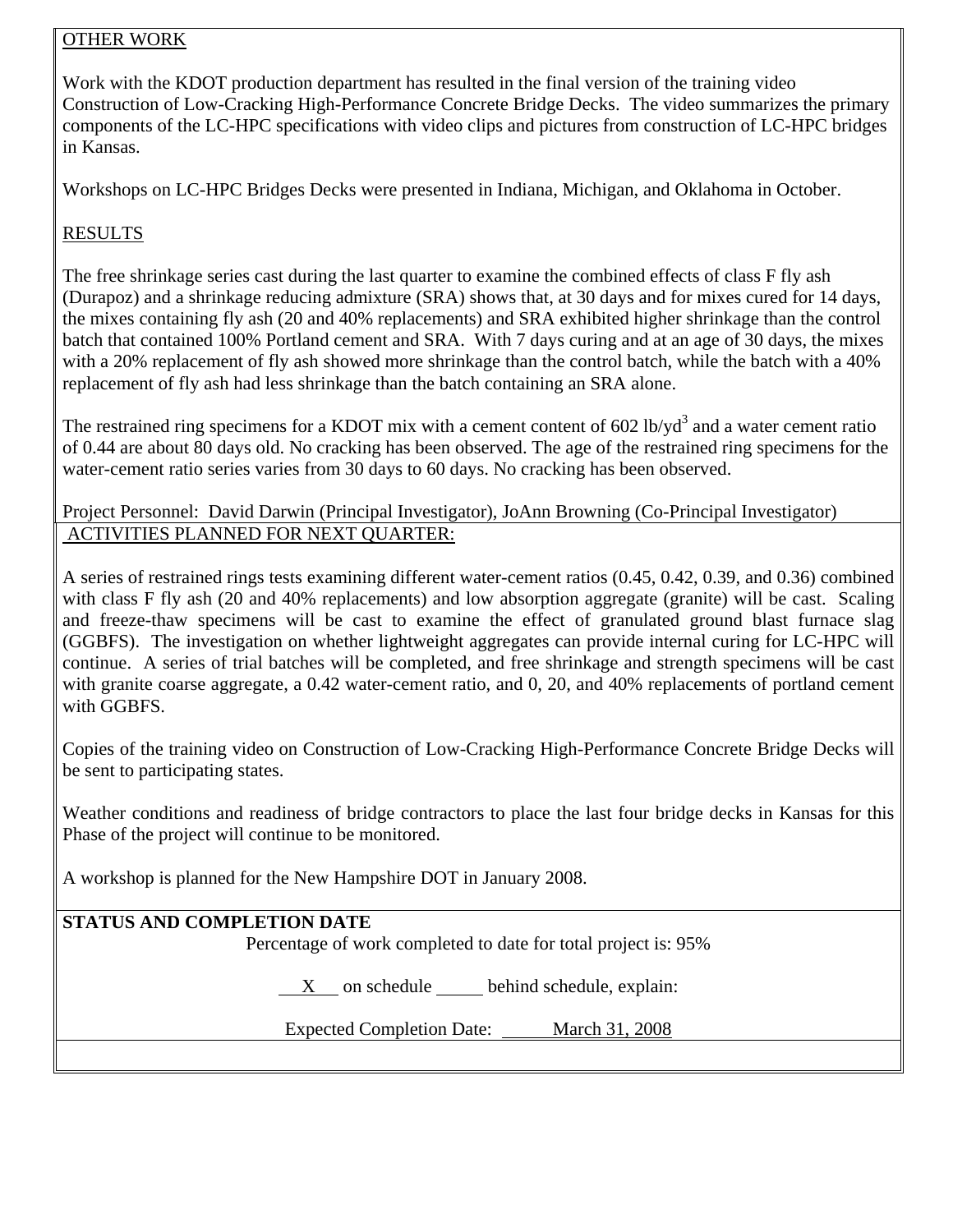OTHER WORK

Work with the KDOT production department has resulted in the final version of the training video Construction of Low-Cracking High-Performance Concrete Bridge Decks. The video summarizes the primary components of the LC-HPC specifications with video clips and pictures from construction of LC-HPC bridges in Kansas.

Workshops on LC-HPC Bridges Decks were presented in Indiana, Michigan, and Oklahoma in October.

RESULTS

The free shrinkage series cast during the last quarter to examine the combined effects of class F fly ash (Durapoz) and a shrinkage reducing admixture (SRA) shows that, at 30 days and for mixes cured for 14 days, the mixes containing fly ash (20 and 40% replacements) and SRA exhibited higher shrinkage than the control batch that contained 100% Portland cement and SRA. With 7 days curing and at an age of 30 days, the mixes with a 20% replacement of fly ash showed more shrinkage than the control batch, while the batch with a 40% replacement of fly ash had less shrinkage than the batch containing an SRA alone.

The restrained ring specimens for a KDOT mix with a cement content of 602 lb/yd$^3$ and a water cement ratio of 0.44 are about 80 days old. No cracking has been observed. The age of the restrained ring specimens for the water-cement ratio series varies from 30 days to 60 days. No cracking has been observed.

Project Personnel: David Darwin (Principal Investigator), JoAnn Browning (Co-Principal Investigator)

ACTIVITIES PLANNED FOR NEXT QUARTER:

A series of restrained rings tests examining different water-cement ratios (0.45, 0.42, 0.39, and 0.36) combined with class F fly ash (20 and 40% replacements) and low absorption aggregate (granite) will be cast. Scaling and freeze-thaw specimens will be cast to examine the effect of granulated ground blast furnace slag (GGBFS). The investigation on whether lightweight aggregates can provide internal curing for LC-HPC will continue. A series of trial batches will be completed, and free shrinkage and strength specimens will be cast with granite coarse aggregate, a 0.42 water-cement ratio, and 0, 20, and 40% replacements of portland cement with GGBFS.

Copies of the training video on Construction of Low-Cracking High-Performance Concrete Bridge Decks will be sent to participating states.

Weather conditions and readiness of bridge contractors to place the last four bridge decks in Kansas for this Phase of the project will continue to be monitored.

A workshop is planned for the New Hampshire DOT in January 2008.

**STATUS AND COMPLETION DATE**

Percentage of work completed to date for total project is: 95%

X on schedule \_\_\_\_\_ behind schedule, explain:

Expected Completion Date: March 31, 2008